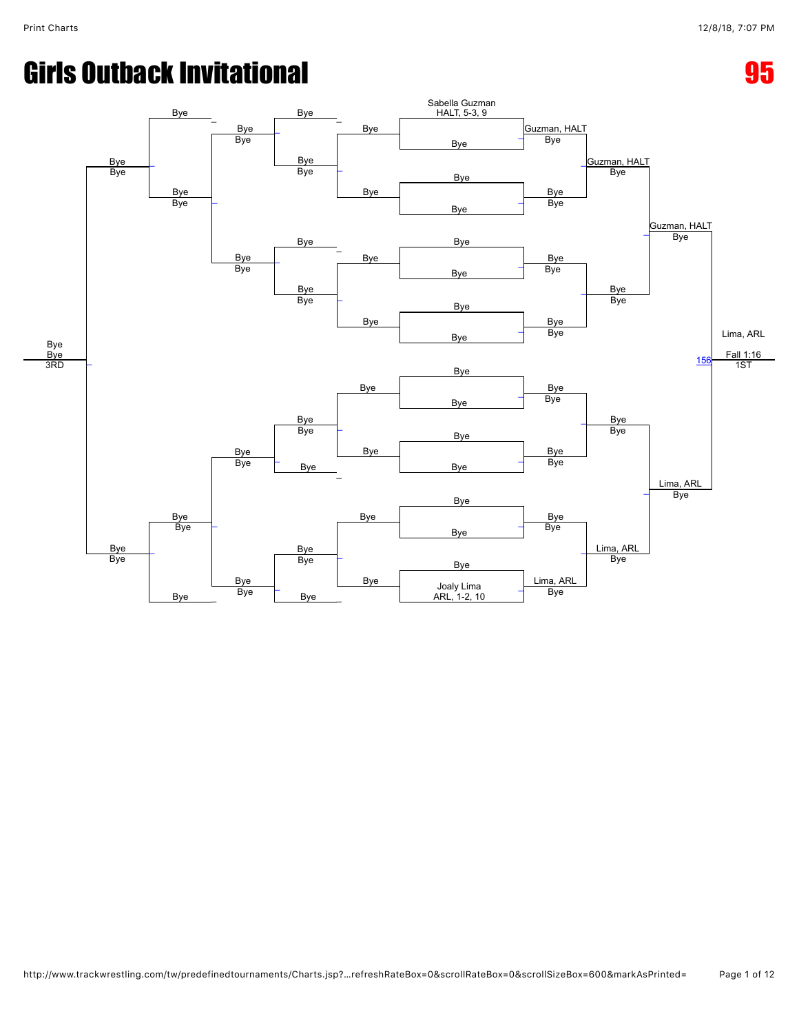# Girls Outback Invitational

# 95

Sabella Guzman
HALT, 5-3, 9

Guzman, HALT

Guzman, HALT

Guzman, HALT

Lima, ARL
156 Fall 1:16
1ST

Lima, ARL

Lima, ARL

Lima, ARL

Joaly Lima
ARL, 1-2, 10

Bye
Bye
3RD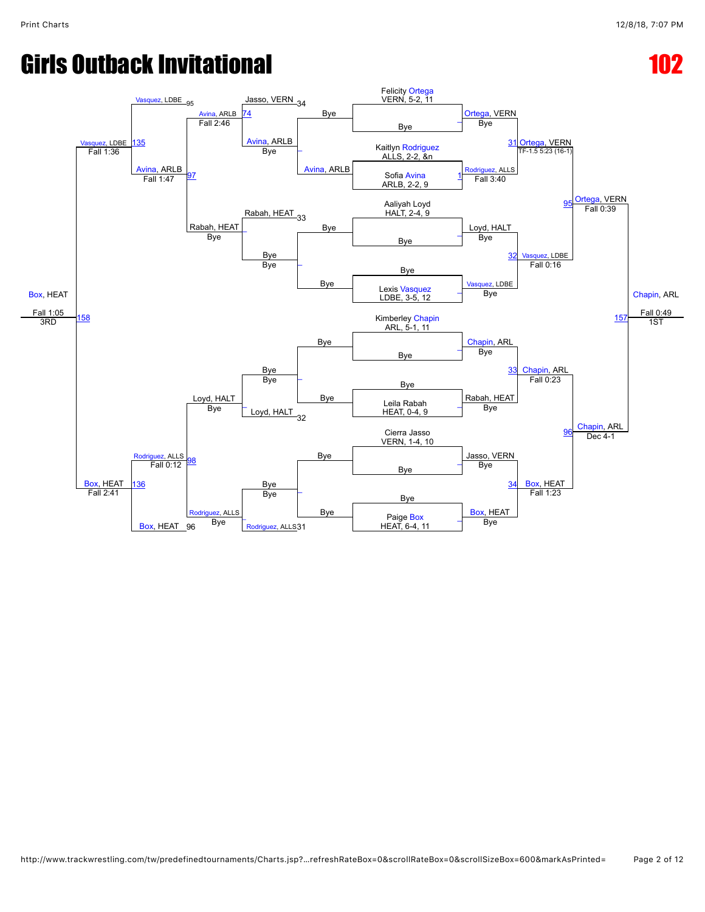# Girls Outback Invitational

# 102

## Championship Bracket

**Round 1 (Byes)**

| Bout | Wrestler | Opponent | Winner |
|---|---|---|---|
| – | Felicity Ortega, VERN, 5-2, 11 | Bye | Ortega, VERN — Bye |
| 1 | Kaitlyn Rodriguez, ALLS, 2-2, &n | Sofia Avina, ARLB, 2-2, 9 | Rodriguez, ALLS — Fall 3:40 |
| – | Aaliyah Loyd, HALT, 2-4, 9 | Bye | Loyd, HALT — Bye |
| – | Bye | Lexis Vasquez, LDBE, 3-5, 12 | Vasquez, LDBE — Bye |
| – | Kimberley Chapin, ARL, 5-1, 11 | Bye | Chapin, ARL — Bye |
| – | Bye | Leila Rabah, HEAT, 0-4, 9 | Rabah, HEAT — Bye |
| – | Cierra Jasso, VERN, 1-4, 10 | Bye | Jasso, VERN — Bye |
| – | Bye | Paige Box, HEAT, 6-4, 11 | Box, HEAT — Bye |

**Quarterfinals**

| Bout | Winner | Result |
|---|---|---|
| 31 | Ortega, VERN | TF-1.5 5:23 (16-1) |
| 32 | Vasquez, LDBE | Fall 0:16 |
| 33 | Chapin, ARL | Fall 0:23 |
| 34 | Box, HEAT | Fall 1:23 |

**Semifinals**

| Bout | Winner | Result |
|---|---|---|
| 95 | Ortega, VERN | Fall 0:39 |
| 96 | Chapin, ARL | Dec 4-1 |

**Final**

| Bout | Winner | Result | Place |
|---|---|---|---|
| 157 | Chapin, ARL | Fall 0:49 | 1ST |

## Consolation Bracket

| Bout | Wrestler | Opponent | Winner | Result |
|---|---|---|---|---|
| – | Jasso, VERN 34 | Bye | Avina, ARLB | Bye |
| – | Rabah, HEAT 33 | Bye | Bye | Bye |
| – | Bye | Loyd, HALT 32 | Loyd, HALT | Bye |
| – | Bye | Rodriguez, ALLS 31 | Rodriguez, ALLS | Bye |
| 74 | Avina, ARLB | Bye | Avina, ARLB | Fall 2:46 |
| – | Rabah, HEAT | Bye | Rabah, HEAT | Bye |
| 97 | Vasquez, LDBE 95 | Avina, ARLB | Avina, ARLB | Fall 1:47 |
| 98 | Loyd, HALT | Rodriguez, ALLS | Rodriguez, ALLS | Fall 0:12 |
| 135 | Vasquez, LDBE 95 | Avina, ARLB | Vasquez, LDBE | Fall 1:36 |
| 136 | Rodriguez, ALLS | Box, HEAT 96 | Box, HEAT | Fall 2:41 |
| 158 | Vasquez, LDBE | Box, HEAT | Box, HEAT | Fall 1:05 — 3RD |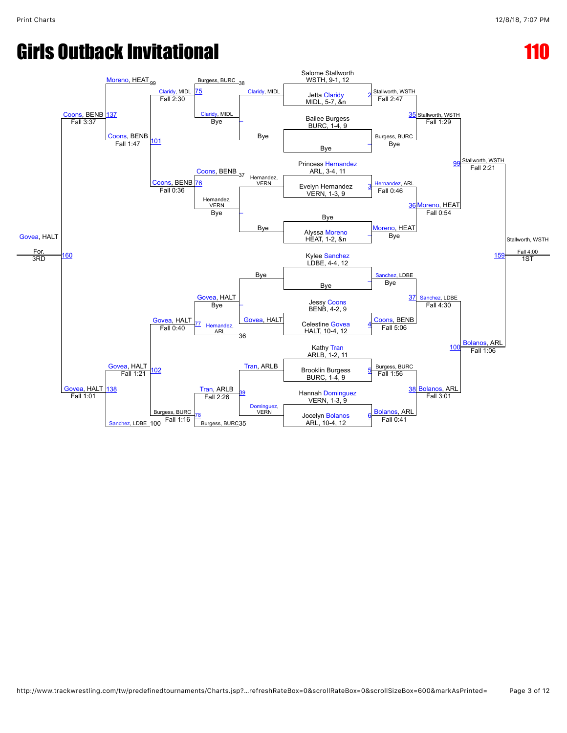# Girls Outback Invitational

# 110

## Championship Bracket

**First Round**

- Salome Stallworth, WSTH, 9-1, 12 vs. Jetta Claridy, MIDL, 5-7, &n — Match 2: Stallworth, WSTH, Fall 2:47
- Bailee Burgess, BURC, 1-4, 9 vs. Bye — Burgess, BURC, Bye
- Princess Hernandez, ARL, 3-4, 11 vs. Evelyn Hernandez, VERN, 1-3, 9 — Match 3: Hernandez, ARL, Fall 0:46
- Bye vs. Alyssa Moreno, HEAT, 1-2, &n — Moreno, HEAT, Bye
- Kylee Sanchez, LDBE, 4-4, 12 vs. Bye — Sanchez, LDBE, Bye
- Jessy Coons, BENB, 4-2, 9 vs. Celestine Govea, HALT, 10-4, 12 — Match 4: Coons, BENB, Fall 5:06
- Kathy Tran, ARLB, 1-2, 11 vs. Brooklin Burgess, BURC, 1-4, 9 — Match 5: Burgess, BURC, Fall 1:56
- Hannah Dominguez, VERN, 1-3, 9 vs. Jocelyn Bolanos, ARL, 10-4, 12 — Match 6: Bolanos, ARL, Fall 0:41

**Quarterfinals**

- Match 35: Stallworth, WSTH, Fall 1:29
- Match 36: Moreno, HEAT, Fall 0:54
- Match 37: Sanchez, LDBE, Fall 4:30
- Match 38: Bolanos, ARL, Fall 3:01

**Semifinals**

- Match 99: Stallworth, WSTH, Fall 2:21
- Match 100: Bolanos, ARL, Fall 1:06

**Final**

- Match 159: Stallworth, WSTH, Fall 4:00 — 1ST

## Consolation Bracket

**First Round Consolation**

- Claridy, MIDL vs. Bye — Claridy, MIDL
- Hernandez, VERN vs. Bye — Hernandez, VERN
- Bye vs. Govea, HALT — Govea, HALT
- Tran, ARLB vs. Dominguez, VERN — Tran, ARLB

**Second Round Consolation**

- Burgess, BURC (38) vs. Claridy, MIDL — Match 75: Claridy, MIDL, Fall 2:30
- Coons, BENB (37) vs. Hernandez, VERN — Match 76: Coons, BENB, Fall 0:36
- Govea, HALT vs. Hernandez, ARL (36) — Match 77: Govea, HALT, Fall 0:40
- Tran, ARLB vs. Burgess, BURC (35) — Match 78: Burgess, BURC, Fall 1:16

**Consolation Quarterfinals**

- Moreno, HEAT (99) vs. Claridy, MIDL — Match 101: Coons, BENB, Fall 1:47
- Govea, HALT vs. Sanchez, LDBE (100) — Match 102: Govea, HALT, Fall 1:21

**Consolation Semifinals**

- Match 137: Coons, BENB, Fall 3:37
- Match 138: Govea, HALT, Fall 1:01

**3rd Place**

- Match 160: Govea, HALT, For. — 3RD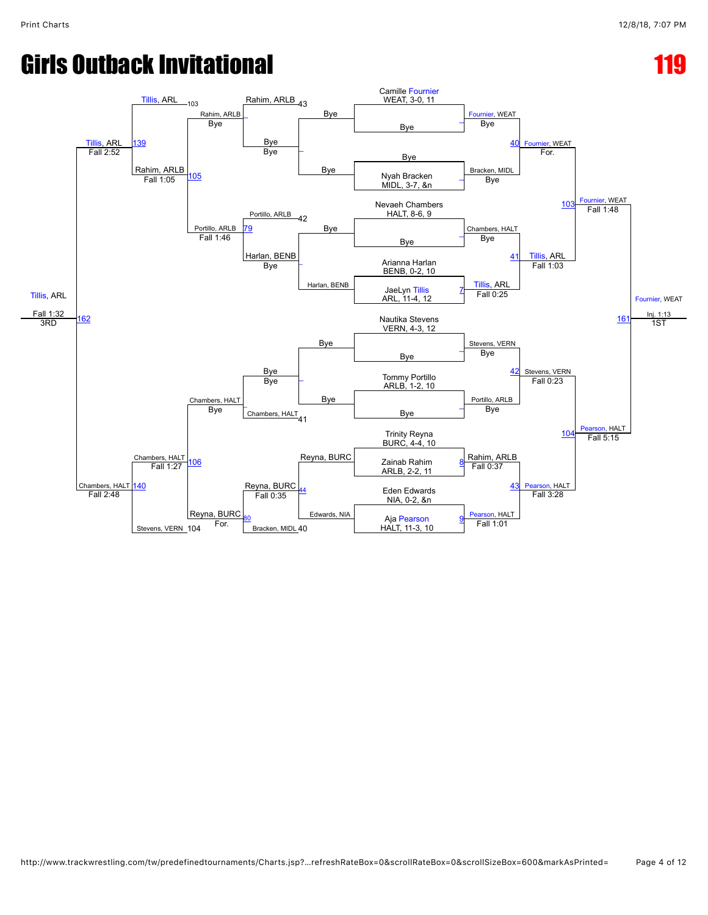# Girls Outback Invitational

# 119

## Championship Bracket

| Seed / Wrestler | First Round | Quarterfinal | Semifinal | Final |
|---|---|---|---|---|
| Camille Fournier, WEAT, 3-0, 11 | Fournier, WEAT (Bye) | Fournier, WEAT (For.) – 40 | Fournier, WEAT (Fall 1:48) – 103 | Fournier, WEAT (Inj. 1:13) – 161 – 1ST |
| Bye | | | | |
| Bye | | | | |
| Nyah Bracken, MIDL, 3-7, &n | Bracken, MIDL (Bye) | | | |
| Nevaeh Chambers, HALT, 8-6, 9 | Chambers, HALT (Bye) | Tillis, ARL (Fall 1:03) – 41 | | |
| Bye | | | | |
| Arianna Harlan, BENB, 0-2, 10 | | | | |
| JaeLyn Tillis, ARL, 11-4, 12 | Tillis, ARL (Fall 0:25) – 7 | | | |
| Nautika Stevens, VERN, 4-3, 12 | Stevens, VERN (Bye) | Stevens, VERN (Fall 0:23) – 42 | Pearson, HALT (Fall 5:15) – 104 | |
| Bye | | | | |
| Tommy Portillo, ARLB, 1-2, 10 | Portillo, ARLB (Bye) | | | |
| Bye | | | | |
| Trinity Reyna, BURC, 4-4, 10 | | | | |
| Zainab Rahim, ARLB, 2-2, 11 | Rahim, ARLB (Fall 0:37) – 8 | Pearson, HALT (Fall 3:28) – 43 | | |
| Eden Edwards, NIA, 0-2, &n | | | | |
| Aja Pearson, HALT, 11-3, 10 | Pearson, HALT (Fall 1:01) – 9 | | | |

## Consolation Bracket

| Match | Wrestlers | Winner / Result |
|---|---|---|
| – | Bye vs Bye | Bye |
| – | Bye vs Bye | Bye |
| 42 | Portillo, ARLB vs Harlan, BENB (Bye) | Portillo, ARLB |
| 43 | Rahim, ARLB vs Bye | Rahim, ARLB |
| – | Bye vs Bye | Bye |
| 41 | Chambers, HALT vs Bye | Chambers, HALT |
| 44 | Reyna, BURC vs Edwards, NIA | Reyna, BURC (Fall 0:35) |
| 40 | Bracken, MIDL | |
| 79 | Portillo, ARLB vs Harlan, BENB | Portillo, ARLB (Fall 1:46) |
| – | Rahim, ARLB vs Bye | Rahim, ARLB (Bye) |
| – | Chambers, HALT vs Bye | Chambers, HALT (Bye) |
| 80 | Reyna, BURC vs Bracken, MIDL | Reyna, BURC (For.) |
| 105 | Rahim, ARLB vs Portillo, ARLB | Rahim, ARLB (Fall 1:05) |
| 106 | Chambers, HALT vs Reyna, BURC | Chambers, HALT (Fall 1:27) |
| 103 | Tillis, ARL | |
| 104 | Stevens, VERN | |
| 139 | Tillis, ARL vs Rahim, ARLB | Tillis, ARL (Fall 2:52) |
| 140 | Chambers, HALT vs Stevens, VERN | Chambers, HALT (Fall 2:48) |
| 162 | Tillis, ARL vs Chambers, HALT | Tillis, ARL (Fall 1:32) – 3RD |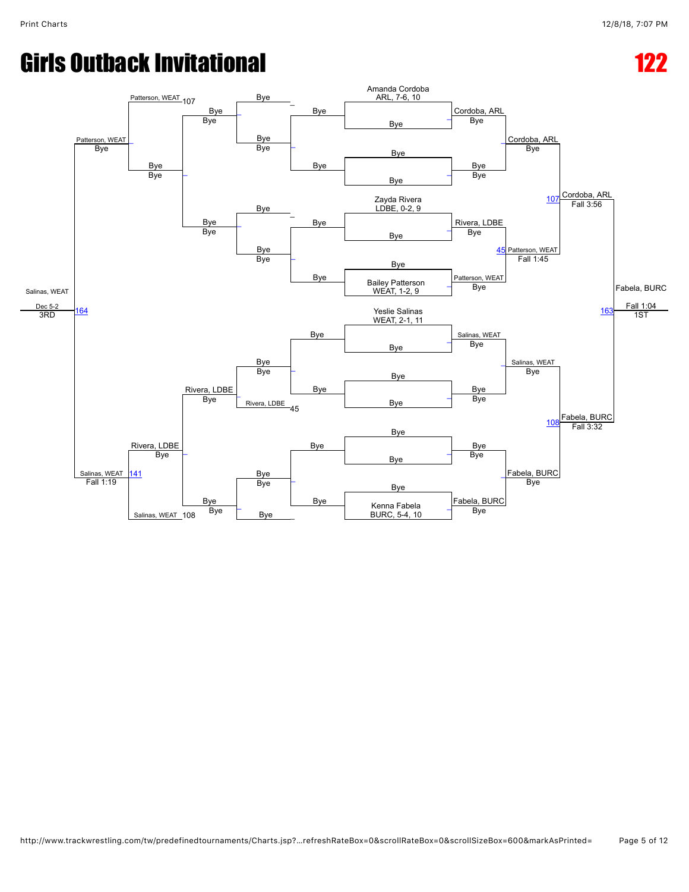# Girls Outback Invitational

# 122

## Championship Bracket

**Top half**

- Amanda Cordoba, ARL, 7-6, 10 vs Bye → Cordoba, ARL (Bye)
- Bye vs Bye → Bye (Bye)
- Cordoba, ARL vs Bye → Cordoba, ARL (Bye)
- Zayda Rivera, LDBE, 0-2, 9 vs Bye → Rivera, LDBE (Bye)
- Bye vs Bailey Patterson, WEAT, 1-2, 9 → Patterson, WEAT (Bye)
- Rivera, LDBE vs Patterson, WEAT → Patterson, WEAT (Fall 1:45) [45]
- Cordoba, ARL vs Patterson, WEAT → Cordoba, ARL (Fall 3:56) [107]

**Bottom half**

- Yeslie Salinas, WEAT, 2-1, 11 vs Bye → Salinas, WEAT (Bye)
- Bye vs Bye → Bye (Bye)
- Salinas, WEAT vs Bye → Salinas, WEAT (Bye)
- Bye vs Bye → Bye (Bye)
- Bye vs Kenna Fabela, BURC, 5-4, 10 → Fabela, BURC (Bye)
- Bye vs Fabela, BURC → Fabela, BURC (Bye)
- Salinas, WEAT vs Fabela, BURC → Fabela, BURC (Fall 3:32) [108]

**Final**

- Cordoba, ARL vs Fabela, BURC → Fabela, BURC (Fall 1:04) [163] — 1ST

## Consolation Bracket

- Bye vs Bye → Bye (Bye)
- Bye vs Bye → Bye (Bye)
- Bye vs Bye → Bye (Bye)
- Bye vs Bye → Bye (Bye)
- Bye vs Bye → Bye (Bye)
- Bye vs Bye → Bye (Bye)
- Bye vs Rivera, LDBE (45) → Rivera, LDBE (Bye)
- Bye vs Bye → Bye (Bye)
- Bye vs Bye → Bye (Bye)
- Bye vs Bye → Bye (Bye)
- Patterson, WEAT (107) vs Bye → Patterson, WEAT (Bye)
- Rivera, LDBE vs Bye → Rivera, LDBE (Bye)
- Salinas, WEAT (108) vs Bye → Salinas, WEAT (Bye)
- Bye vs Bye → Bye (Bye)
- Rivera, LDBE vs Salinas, WEAT → Salinas, WEAT (Fall 1:19) [141]
- Patterson, WEAT vs Salinas, WEAT → Salinas, WEAT (Dec 5-2) [164] — 3RD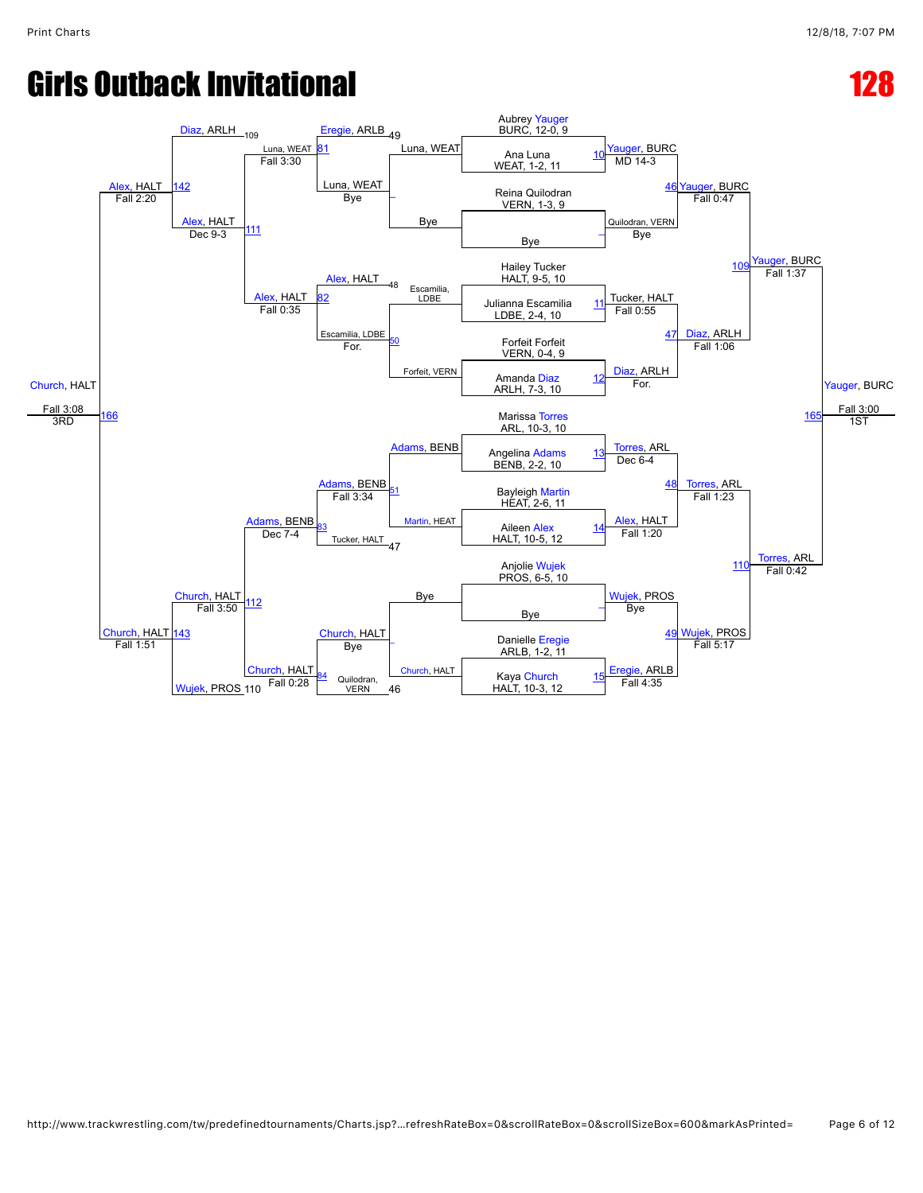# Girls Outback Invitational

# 128

## Championship Bracket

**Seeds / Wrestlers:**

- Aubrey Yauger, BURC, 12-0, 9
- Ana Luna, WEAT, 1-2, 11
- Reina Quilodran, VERN, 1-3, 9
- Bye
- Hailey Tucker, HALT, 9-5, 10
- Julianna Escamilia, LDBE, 2-4, 10
- Forfeit Forfeit, VERN, 0-4, 9
- Amanda Diaz, ARLH, 7-3, 10
- Marissa Torres, ARL, 10-3, 10
- Angelina Adams, BENB, 2-2, 10
- Bayleigh Martin, HEAT, 2-6, 11
- Aileen Alex, HALT, 10-5, 12
- Anjolie Wujek, PROS, 6-5, 10
- Bye
- Danielle Eregie, ARLB, 1-2, 11
- Kaya Church, HALT, 10-3, 12

**Round 1:**

- 10: Yauger, BURC — MD 14-3
- Quilodran, VERN — Bye
- 11: Tucker, HALT — Fall 0:55
- 12: Diaz, ARLH — For.
- 13: Torres, ARL — Dec 6-4
- 14: Alex, HALT — Fall 1:20
- Wujek, PROS — Bye
- 15: Eregie, ARLB — Fall 4:35

**Quarterfinals:**

- 46: Yauger, BURC — Fall 0:47
- 47: Diaz, ARLH — Fall 1:06
- 48: Torres, ARL — Fall 1:23
- 49: Wujek, PROS — Fall 5:17

**Semifinals:**

- 109: Yauger, BURC — Fall 1:37
- 110: Torres, ARL — Fall 0:42

**Final:**

- 165: Yauger, BURC — Fall 3:00 — 1ST

## Consolation Bracket

**Consolation Round 1:**

- Luna, WEAT — Bye
- 50: Escamilia, LDBE — For. (Escamilia, LDBE vs. Forfeit, VERN)
- 51: Adams, BENB — Fall 3:34 (Adams, BENB vs. Martin, HEAT)
- Church, HALT — Bye

**Consolation Round 2:**

- 81: Luna, WEAT — Fall 3:30 (Eregie, ARLB (49) vs. Luna, WEAT)
- 82: Alex, HALT — Fall 0:35 (Alex, HALT (48) vs. Escamilia, LDBE)
- 83: Adams, BENB — Dec 7-4 (Adams, BENB vs. Tucker, HALT (47))
- 84: Church, HALT — Fall 0:28 (Church, HALT vs. Quilodran, VERN (46))

**Consolation Round 3:**

- 111: Alex, HALT — Dec 9-3 (Luna, WEAT vs. Alex, HALT)
- 112: Church, HALT — Fall 3:50 (Adams, BENB vs. Church, HALT)

**Consolation Semifinals:**

- 142: Alex, HALT — Fall 2:20 (Diaz, ARLH (109) vs. Alex, HALT)
- 143: Church, HALT — Fall 1:51 (Church, HALT vs. Wujek, PROS (110))

**3rd Place:**

- 166: Church, HALT — Fall 3:08 — 3RD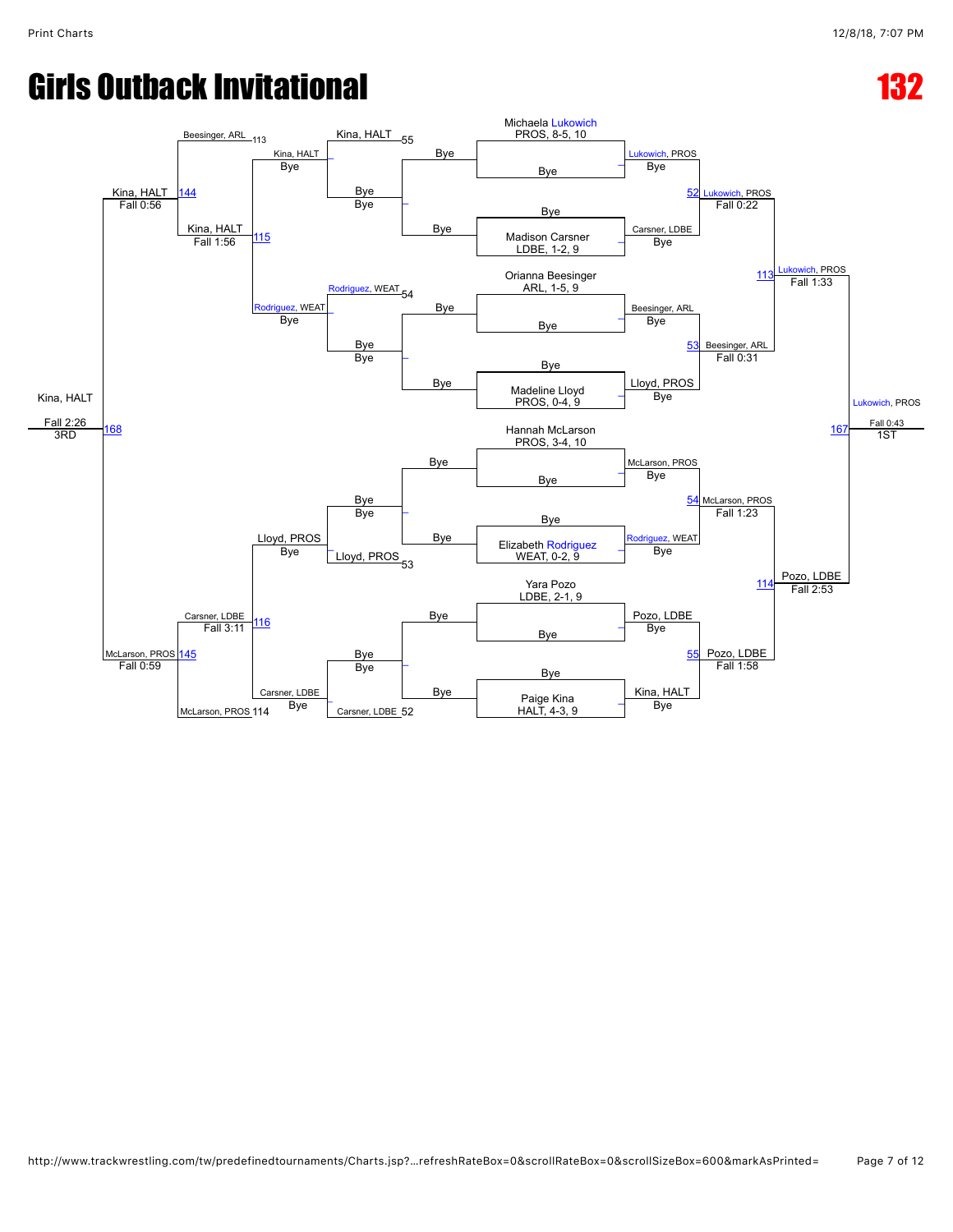# Girls Outback Invitational

# 132

## Championship Bracket

### Round 1 (all Byes)

| Wrestler | Result |
| --- | --- |
| Michaela Lukowich, PROS, 8-5, 10 | Bye |
| Madison Carsner, LDBE, 1-2, 9 | Bye |
| Orianna Beesinger, ARL, 1-5, 9 | Bye |
| Madeline Lloyd, PROS, 0-4, 9 | Bye |
| Hannah McLarson, PROS, 3-4, 10 | Bye |
| Elizabeth Rodriguez, WEAT, 0-2, 9 | Bye |
| Yara Pozo, LDBE, 2-1, 9 | Bye |
| Paige Kina, HALT, 4-3, 9 | Bye |

### Round 2

| Bout | Winner | Result |
| --- | --- | --- |
| 52 | Lukowich, PROS | Fall 0:22 |
| 53 | Beesinger, ARL | Fall 0:31 |
| 54 | McLarson, PROS | Fall 1:23 |
| 55 | Pozo, LDBE | Fall 1:58 |

### Semifinals

| Bout | Winner | Result |
| --- | --- | --- |
| 113 | Lukowich, PROS | Fall 1:33 |
| 114 | Pozo, LDBE | Fall 2:53 |

### Final

| Bout | Winner | Result | Place |
| --- | --- | --- | --- |
| 167 | Lukowich, PROS | Fall 0:43 | 1ST |

## Consolation Bracket

| Bout | Winner | Result |
| --- | --- | --- |
| 55 | Kina, HALT | Bye (Bye vs Kina, HALT) |
| 54 | Rodriguez, WEAT | Bye (Bye vs Rodriguez, WEAT) |
| 53 | Lloyd, PROS | Bye (Bye vs Lloyd, PROS) |
| 52 | Carsner, LDBE | Bye (Bye vs Carsner, LDBE) |
| 115 | Kina, HALT | Fall 1:56 (vs Rodriguez, WEAT) |
| 116 | Carsner, LDBE | Fall 3:11 (vs Lloyd, PROS) |
| 144 | Kina, HALT | Fall 0:56 (vs Beesinger, ARL 113) |
| 145 | McLarson, PROS | Fall 0:59 (vs Carsner, LDBE) |
| 168 | Kina, HALT | Fall 2:26 — 3RD (vs McLarson, PROS 114) |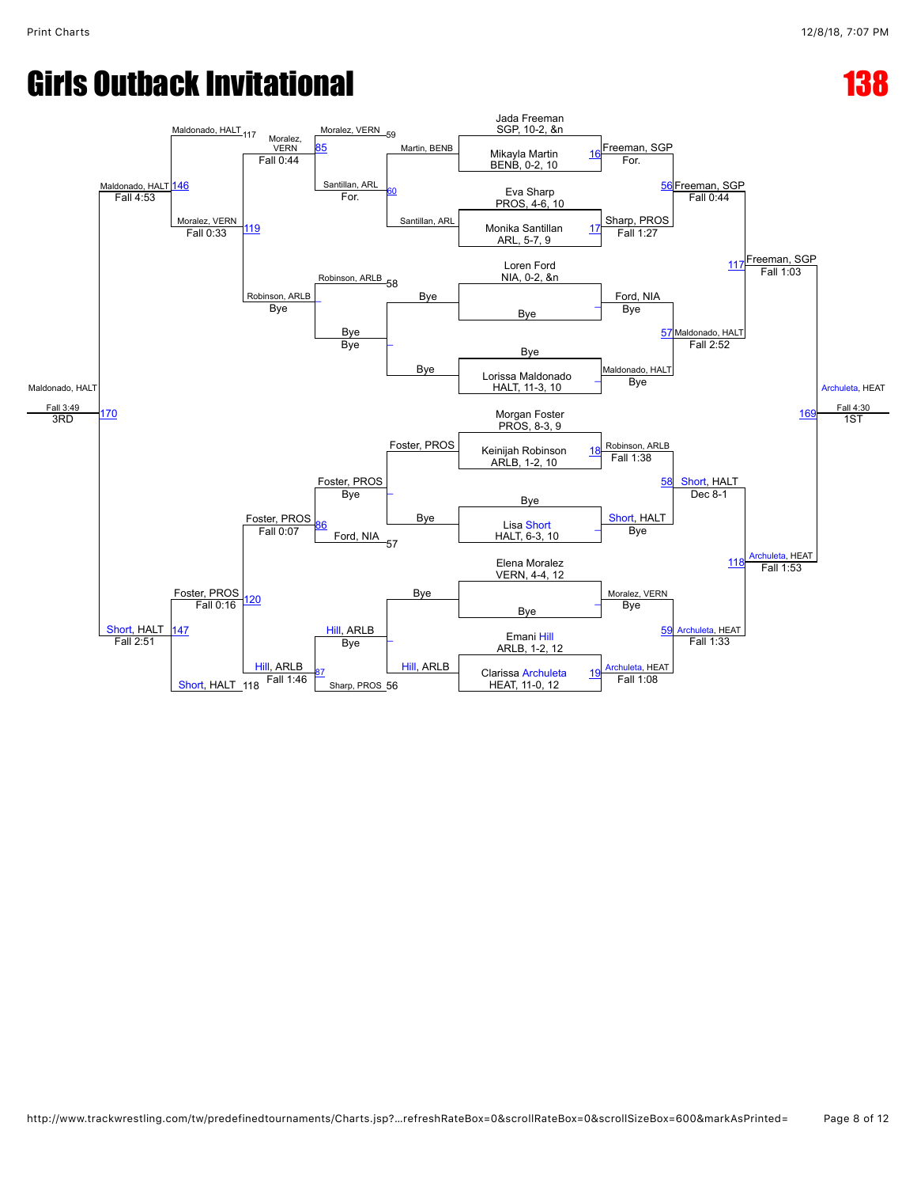# Girls Outback Invitational

# 138

## Championship Bracket

| Bout | Wrestler 1 | Wrestler 2 | Winner | Result |
| --- | --- | --- | --- | --- |
| 16 | Jada Freeman, SGP, 10-2, &n | Mikayla Martin, BENB, 0-2, 10 | Freeman, SGP | For. |
| 17 | Eva Sharp, PROS, 4-6, 10 | Monika Santillan, ARL, 5-7, 9 | Sharp, PROS | Fall 1:27 |
| – | Loren Ford, NIA, 0-2, &n | Bye | Ford, NIA | Bye |
| – | Bye | Lorissa Maldonado, HALT, 11-3, 10 | Maldonado, HALT | Bye |
| 18 | Morgan Foster, PROS, 8-3, 9 | Keinijah Robinson, ARLB, 1-2, 10 | Robinson, ARLB | Fall 1:38 |
| – | Bye | Lisa Short, HALT, 6-3, 10 | Short, HALT | Bye |
| – | Elena Moralez, VERN, 4-4, 12 | Bye | Moralez, VERN | Bye |
| 19 | Emani Hill, ARLB, 1-2, 12 | Clarissa Archuleta, HEAT, 11-0, 12 | Archuleta, HEAT | Fall 1:08 |
| 56 | Freeman, SGP | Sharp, PROS | Freeman, SGP | Fall 0:44 |
| 57 | Ford, NIA | Maldonado, HALT | Maldonado, HALT | Fall 2:52 |
| 58 | Robinson, ARLB | Short, HALT | Short, HALT | Dec 8-1 |
| 59 | Moralez, VERN | Archuleta, HEAT | Archuleta, HEAT | Fall 1:33 |
| 117 | Freeman, SGP | Maldonado, HALT | Freeman, SGP | Fall 1:03 |
| 118 | Short, HALT | Archuleta, HEAT | Archuleta, HEAT | Fall 1:53 |
| 169 | Freeman, SGP | Archuleta, HEAT | Archuleta, HEAT | Fall 4:30 — 1ST |

## Consolation Bracket

| Bout | Wrestler 1 | Wrestler 2 | Winner | Result |
| --- | --- | --- | --- | --- |
| 60 | Martin, BENB | Santillan, ARL | Santillan, ARL | For. |
| – | Bye | Bye | Bye | Bye |
| – | Foster, PROS | Bye | Foster, PROS | Bye |
| – | Bye | Hill, ARLB | Hill, ARLB | Bye |
| 85 | Moralez, VERN (from 59) | Santillan, ARL | Moralez, VERN | Fall 0:44 |
| – | Robinson, ARLB (from 58) | Bye | Robinson, ARLB | Bye |
| 86 | Foster, PROS | Ford, NIA (from 57) | Foster, PROS | Fall 0:07 |
| 87 | Hill, ARLB | Sharp, PROS (from 56) | Hill, ARLB | Fall 1:46 |
| 119 | Moralez, VERN | Robinson, ARLB | Moralez, VERN | Fall 0:33 |
| 120 | Foster, PROS | Hill, ARLB | Foster, PROS | Fall 0:16 |
| 146 | Maldonado, HALT (from 117) | Moralez, VERN | Maldonado, HALT | Fall 4:53 |
| 147 | Foster, PROS | Short, HALT (from 118) | Short, HALT | Fall 2:51 |
| 170 | Maldonado, HALT | Short, HALT | Maldonado, HALT | Fall 3:49 — 3RD |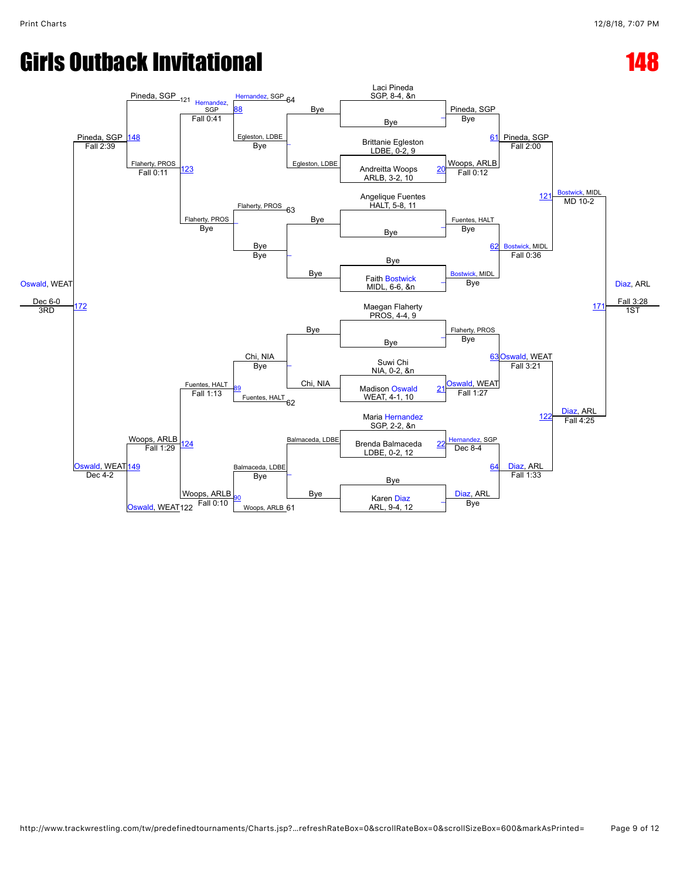# Girls Outback Invitational

**148**

## Championship Bracket

**Entrants (seed order as listed):**

- Laci Pineda, SGP, 8-4, &n
- Bye
- Brittanie Egleston, LDBE, 0-2, 9
- Andreitta Woops, ARLB, 3-2, 10
- Angelique Fuentes, HALT, 5-8, 11
- Bye
- Bye
- Faith Bostwick, MIDL, 6-6, &n
- Maegan Flaherty, PROS, 4-4, 9
- Bye
- Suwi Chi, NIA, 0-2, &n
- Madison Oswald, WEAT, 4-1, 10
- Maria Hernandez, SGP, 2-2, &n
- Brenda Balmaceda, LDBE, 0-2, 12
- Bye
- Karen Diaz, ARL, 9-4, 12

**First Round:**

- Pineda, SGP — Bye
- 20: Woops, ARLB — Fall 0:12
- Fuentes, HALT — Bye
- Bostwick, MIDL — Bye
- Flaherty, PROS — Bye
- 21: Oswald, WEAT — Fall 1:27
- 22: Hernandez, SGP — Dec 8-4
- Diaz, ARL — Bye

**Quarterfinals:**

- 61: Pineda, SGP — Fall 2:00
- 62: Bostwick, MIDL — Fall 0:36
- 63: Oswald, WEAT — Fall 3:21
- 64: Diaz, ARL — Fall 1:33

**Semifinals:**

- 121: Bostwick, MIDL — MD 10-2
- 122: Diaz, ARL — Fall 4:25

**Final:**

- 171: Diaz, ARL — Fall 3:28 — 1ST

## Consolation Bracket

**Consolation Round 1:**

- Egleston, LDBE — Bye
- Bye
- Chi, NIA — Bye
- Balmaceda, LDBE — Bye

**Consolation Round 2:**

- 88: Hernandez, SGP — Fall 0:41 (Hernandez, SGP vs. Egleston, LDBE)
- Flaherty, PROS — Bye (Flaherty, PROS vs. Bye)
- 89: Fuentes, HALT — Fall 1:13 (Chi, NIA vs. Fuentes, HALT)
- 90: Woops, ARLB — Fall 0:10 (Balmaceda, LDBE vs. Woops, ARLB)

**Consolation Round 3:**

- 123: Flaherty, PROS — Fall 0:11 (Pineda, SGP vs. Flaherty, PROS)
- 124: Woops, ARLB — Fall 1:29 (Woops, ARLB vs. Oswald, WEAT)

**Consolation Semifinals:**

- 148: Pineda, SGP — Fall 2:39
- 149: Oswald, WEAT — Dec 4-2

**3rd Place Match:**

- 172: Oswald, WEAT — Dec 6-0 — 3RD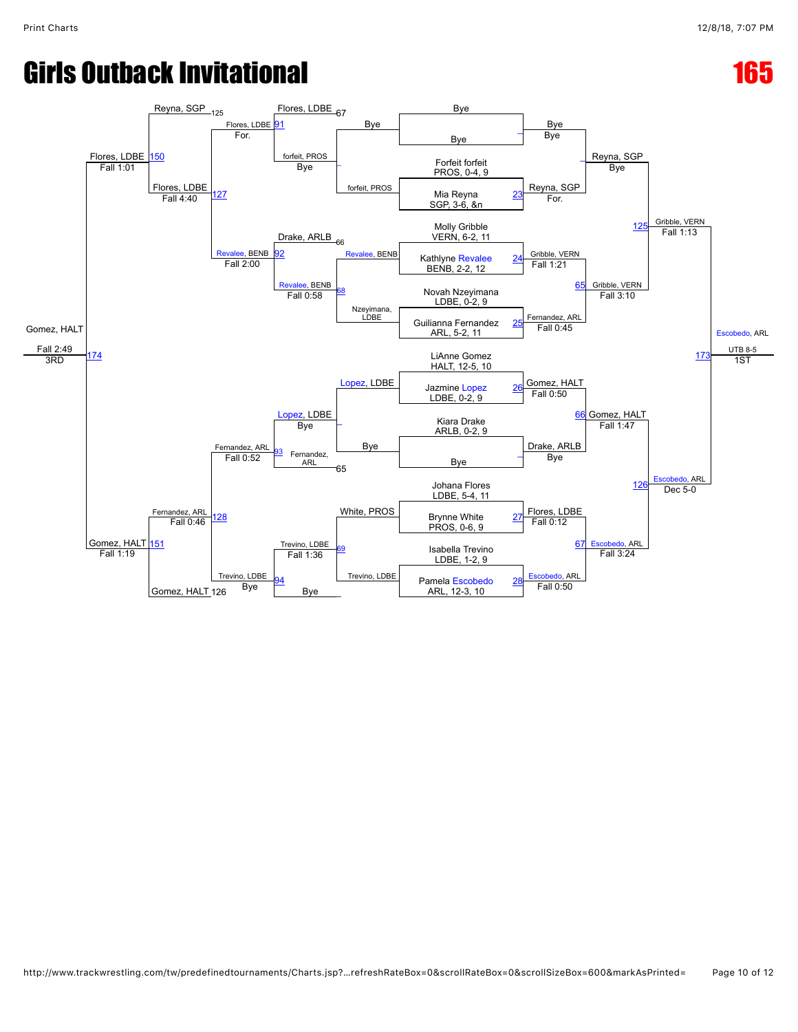# Girls Outback Invitational

# 165

## Championship Bracket

**First round:**
- Bout: Bye vs Bye → Bye
- Bout 23: Forfeit forfeit (PROS, 0-4, 9) vs Mia Reyna (SGP, 3-6, &n) → Reyna, SGP (For.)
- Bout 24: Molly Gribble (VERN, 6-2, 11) vs Kathlyn Revalee (BENB, 2-2, 12) → Gribble, VERN (Fall 1:21)
- Bout 25: Novah Nzeyimana (LDBE, 0-2, 9) vs Guilianna Fernandez (ARL, 5-2, 11) → Fernandez, ARL (Fall 0:45)
- Bout 26: LiAnne Gomez (HALT, 12-5, 10) vs Jazmine Lopez (LDBE, 0-2, 9) → Gomez, HALT (Fall 0:50)
- Bout: Kiara Drake (ARLB, 0-2, 9) vs Bye → Drake, ARLB (Bye)
- Bout 27: Johana Flores (LDBE, 5-4, 11) vs Brynne White (PROS, 0-6, 9) → Flores, LDBE (Fall 0:12)
- Bout 28: Isabella Trevino (LDBE, 1-2, 9) vs Pamela Escobedo (ARL, 12-3, 10) → Escobedo, ARL (Fall 0:50)

**Quarterfinals:**
- Bout: Bye vs Reyna, SGP → Reyna, SGP (Bye)
- Bout 65: Gribble, VERN vs Fernandez, ARL → Gribble, VERN (Fall 3:10)
- Bout 66: Gomez, HALT vs Drake, ARLB → Gomez, HALT (Fall 1:47)
- Bout 67: Flores, LDBE vs Escobedo, ARL → Escobedo, ARL (Fall 3:24)

**Semifinals:**
- Bout 125: Reyna, SGP vs Gribble, VERN → Gribble, VERN (Fall 1:13)
- Bout 126: Gomez, HALT vs Escobedo, ARL → Escobedo, ARL (Dec 5-0)

**Final:**
- Bout 173: Gribble, VERN vs Escobedo, ARL → Escobedo, ARL (UTB 8-5) — 1ST

## Consolation Bracket

**Consolation first round:**
- Bout: Bye vs forfeit, PROS → forfeit, PROS
- Bout 68: Revalee, BENB vs Nzeyimana, LDBE → Revalee, BENB (Fall 0:58)
- Bout: Lopez, LDBE vs Bye → Lopez, LDBE
- Bout 69: White, PROS vs Trevino, LDBE → Trevino, LDBE (Fall 1:36)

**Consolation second round:**
- Bout: Flores, LDBE (67) vs forfeit, PROS → Bye
- Bout 66: Drake, ARLB vs Revalee, BENB → Revalee, BENB
- Bout 65: Lopez, LDBE vs Fernandez, ARL → Lopez, LDBE (Bye)
- Bout: Trevino, LDBE → Bye

**Consolation third round:**
- Bout 91: Flores, LDBE vs forfeit, PROS → Flores, LDBE (For.)
- Bout 92: Revalee, BENB vs Drake, ARLB → Revalee, BENB (Fall 2:00)
- Bout 93: Lopez, LDBE vs Fernandez, ARL → Fernandez, ARL (Fall 0:52)
- Bout 94: Trevino, LDBE vs Bye → Trevino, LDBE (Bye)

**Consolation quarterfinals:**
- Bout 127: Reyna, SGP (125) vs Flores, LDBE / Revalee, BENB → Flores, LDBE (Fall 4:40)
- Bout 128: Fernandez, ARL vs Trevino, LDBE / Gomez, HALT (126) → Fernandez, ARL (Fall 0:46)

**Consolation semifinals:**
- Bout 150: Reyna, SGP vs Flores, LDBE → Flores, LDBE (Fall 1:01)
- Bout 151: Fernandez, ARL vs Gomez, HALT → Gomez, HALT (Fall 1:19)

**3rd place:**
- Bout 174: Flores, LDBE vs Gomez, HALT → Gomez, HALT (Fall 2:49) — 3RD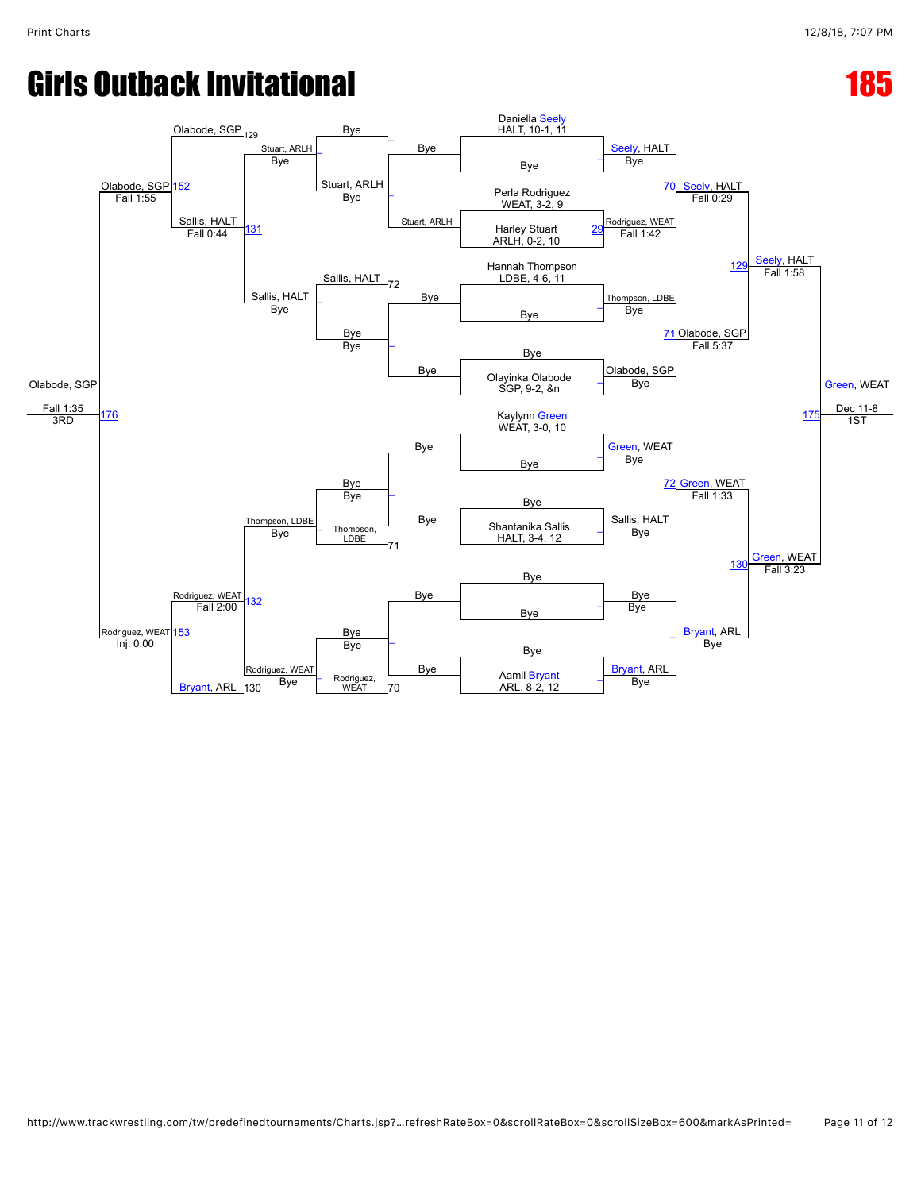# Girls Outback Invitational

# 185

## Championship Bracket

**Seeds / Entries:**
- Daniella Seely, HALT, 10-1, 11
- Bye
- Perla Rodriguez, WEAT, 3-2, 9
- Harley Stuart, ARLH, 0-2, 10
- Hannah Thompson, LDBE, 4-6, 11
- Bye
- Bye
- Olayinka Olabode, SGP, 9-2, &n
- Kaylynn Green, WEAT, 3-0, 10
- Bye
- Bye
- Shantanika Sallis, HALT, 3-4, 12
- Bye
- Bye
- Bye
- Aamil Bryant, ARL, 8-2, 12

**First Round:**
- Seely, HALT — Bye
- 29 Rodriguez, WEAT — Fall 1:42
- Thompson, LDBE — Bye
- Olabode, SGP — Bye
- Green, WEAT — Bye
- Sallis, HALT — Bye
- Bye — Bye
- Bryant, ARL — Bye

**Quarterfinals:**
- 70 Seely, HALT — Fall 0:29
- 71 Olabode, SGP — Fall 5:37
- 72 Green, WEAT — Fall 1:33
- Bryant, ARL — Bye

**Semifinals:**
- 129 Seely, HALT — Fall 1:58
- 130 Green, WEAT — Fall 3:23

**Final:**
- 175 Green, WEAT — Dec 11-8 — 1ST

## Consolation Bracket

**Consolation First Round:**
- Bye vs. Stuart, ARLH — Stuart, ARLH
- Bye vs. Bye
- Bye vs. Bye
- Bye vs. Bye

**Consolation Round 2:**
- Bye vs. Stuart, ARLH (Stuart, ARLH — Bye)
- Sallis, HALT (72) vs. Bye — Sallis, HALT — Bye
- Bye vs. Thompson, LDBE (71) — Thompson, LDBE — Bye
- Bye vs. Rodriguez, WEAT (70) — Rodriguez, WEAT — Bye

**Consolation Quarterfinals:**
- Olabode, SGP (129) vs. Stuart, ARLH
- 131 Sallis, HALT — Fall 0:44
- 132 Rodriguez, WEAT — Fall 2:00
- Bryant, ARL (130)

**Consolation Semifinals:**
- 152 Olabode, SGP — Fall 1:55
- 153 Rodriguez, WEAT — Inj. 0:00

**3rd Place:**
- 176 Olabode, SGP — Fall 1:35 — 3RD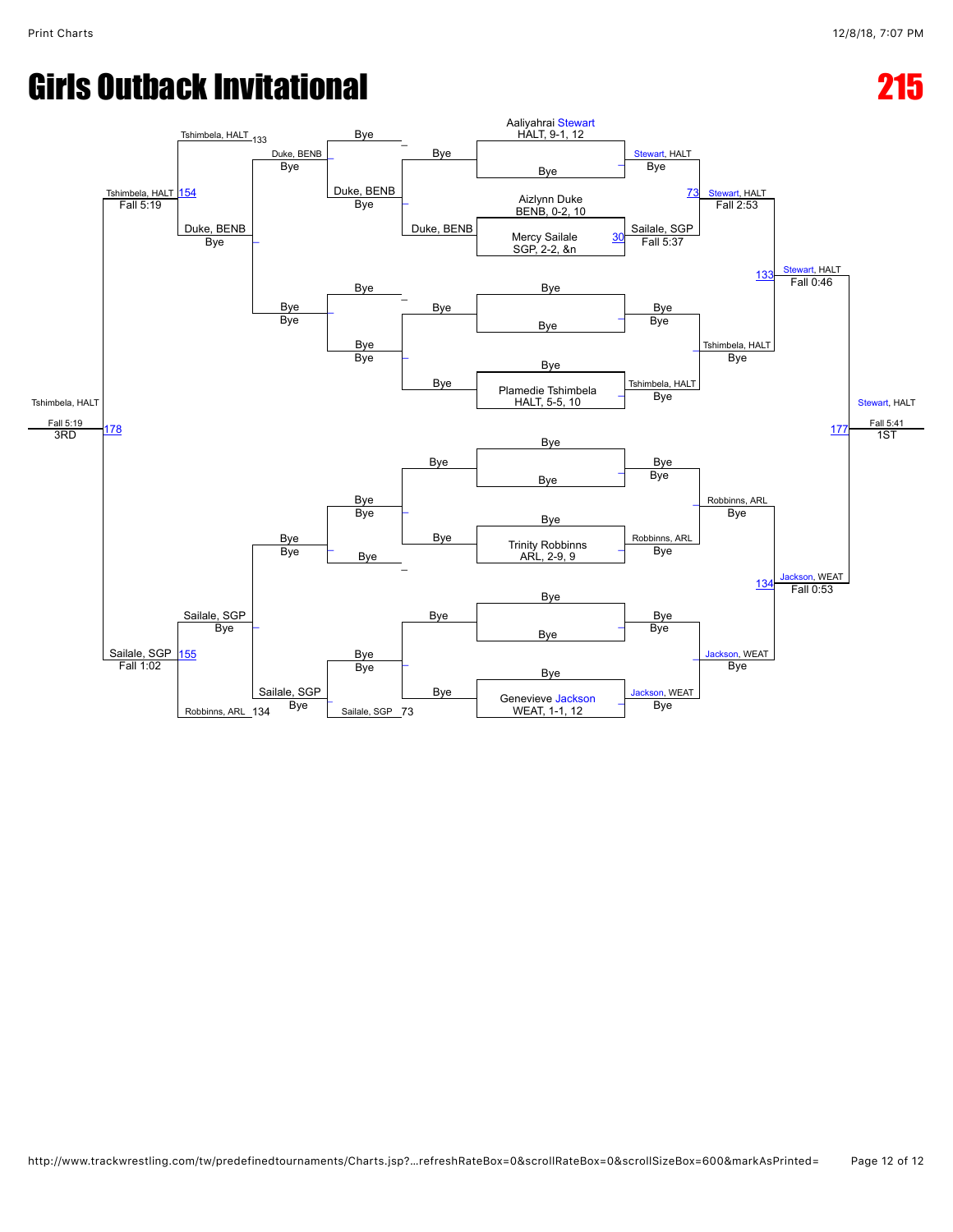# Girls Outback Invitational

# 215

Aaliyahrai Stewart
HALT, 9-1, 12

Bye

Aizlynn Duke
BENB, 0-2, 10

Mercy Sailale
SGP, 2-2, &n

Bye

Bye

Bye

Plamedie Tshimbela
HALT, 5-5, 10

Bye

Bye

Bye

Trinity Robbinns
ARL, 2-9, 9

Bye

Bye

Bye

Genevieve Jackson
WEAT, 1-1, 12

Stewart, HALT
Bye

Sailale, SGP
Fall 5:37
30

Bye
Bye

Tshimbela, HALT
Bye

Bye
Bye

Robbinns, ARL
Bye

Bye
Bye

Jackson, WEAT
Bye

73
Stewart, HALT
Fall 2:53

Tshimbela, HALT
Bye

Robbinns, ARL
Bye

Jackson, WEAT
Bye

133
Stewart, HALT
Fall 0:46

134
Jackson, WEAT
Fall 0:53

177
Stewart, HALT
Fall 5:41
1ST

Tshimbela, HALT 133

Bye

Bye

Duke, BENB
Bye

Duke, BENB
Bye

Duke, BENB

Duke, BENB
Bye

Bye

Bye
Bye

Bye

Bye
Bye

Bye

Tshimbela, HALT 154
Fall 5:19

Tshimbela, HALT
Fall 5:19
3RD
178

Bye

Bye
Bye

Bye
Bye

Bye

Bye

Sailale, SGP
Bye

Bye

Bye
Bye

Bye

Sailale, SGP
Bye

Sailale, SGP 155
Fall 1:02

Robbinns, ARL 134

Sailale, SGP 73